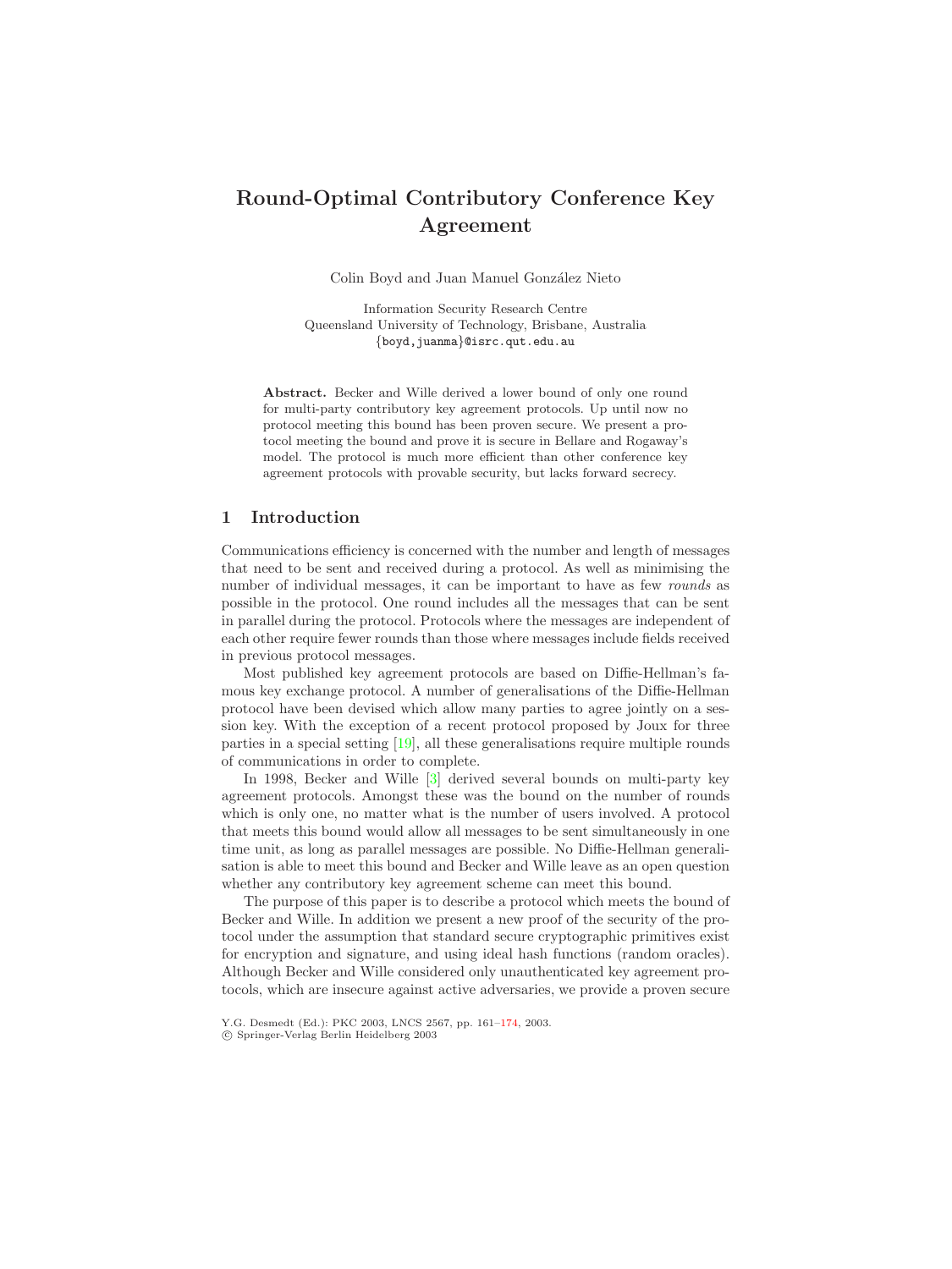# Round-Optimal Contributory Conference Key Agreement

Colin Boyd and Juan Manuel González Nieto

Information Security Research Centre
Queensland University of Technology, Brisbane, Australia
{boyd,juanma}@isrc.qut.edu.au

**Abstract.** Becker and Wille derived a lower bound of only one round for multi-party contributory key agreement protocols. Up until now no protocol meeting this bound has been proven secure. We present a protocol meeting the bound and prove it is secure in Bellare and Rogaway's model. The protocol is much more efficient than other conference key agreement protocols with provable security, but lacks forward secrecy.

## 1 Introduction

Communications efficiency is concerned with the number and length of messages that need to be sent and received during a protocol. As well as minimising the number of individual messages, it can be important to have as few *rounds* as possible in the protocol. One round includes all the messages that can be sent in parallel during the protocol. Protocols where the messages are independent of each other require fewer rounds than those where messages include fields received in previous protocol messages.

Most published key agreement protocols are based on Diffie-Hellman's famous key exchange protocol. A number of generalisations of the Diffie-Hellman protocol have been devised which allow many parties to agree jointly on a session key. With the exception of a recent protocol proposed by Joux for three parties in a special setting [19], all these generalisations require multiple rounds of communications in order to complete.

In 1998, Becker and Wille [3] derived several bounds on multi-party key agreement protocols. Amongst these was the bound on the number of rounds which is only one, no matter what is the number of users involved. A protocol that meets this bound would allow all messages to be sent simultaneously in one time unit, as long as parallel messages are possible. No Diffie-Hellman generalisation is able to meet this bound and Becker and Wille leave as an open question whether any contributory key agreement scheme can meet this bound.

The purpose of this paper is to describe a protocol which meets the bound of Becker and Wille. In addition we present a new proof of the security of the protocol under the assumption that standard secure cryptographic primitives exist for encryption and signature, and using ideal hash functions (random oracles). Although Becker and Wille considered only unauthenticated key agreement protocols, which are insecure against active adversaries, we provide a proven secure

Y.G. Desmedt (Ed.): PKC 2003, LNCS 2567, pp. 161–174, 2003.
© Springer-Verlag Berlin Heidelberg 2003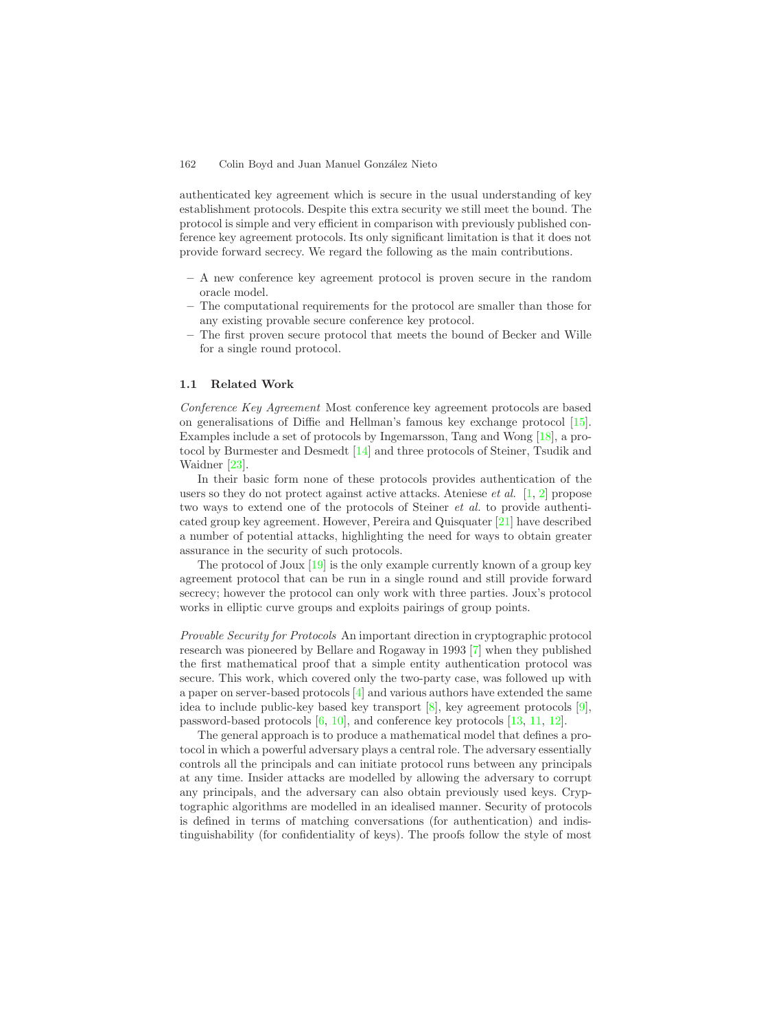authenticated key agreement which is secure in the usual understanding of key establishment protocols. Despite this extra security we still meet the bound. The protocol is simple and very efficient in comparison with previously published conference key agreement protocols. Its only significant limitation is that it does not provide forward secrecy. We regard the following as the main contributions.

- A new conference key agreement protocol is proven secure in the random oracle model.
- The computational requirements for the protocol are smaller than those for any existing provable secure conference key protocol.
- The first proven secure protocol that meets the bound of Becker and Wille for a single round protocol.

### 1.1 Related Work

*Conference Key Agreement* Most conference key agreement protocols are based on generalisations of Diffie and Hellman's famous key exchange protocol [15]. Examples include a set of protocols by Ingemarsson, Tang and Wong [18], a protocol by Burmester and Desmedt [14] and three protocols of Steiner, Tsudik and Waidner [23].

In their basic form none of these protocols provides authentication of the users so they do not protect against active attacks. Ateniese *et al.* [1, 2] propose two ways to extend one of the protocols of Steiner *et al.* to provide authenticated group key agreement. However, Pereira and Quisquater [21] have described a number of potential attacks, highlighting the need for ways to obtain greater assurance in the security of such protocols.

The protocol of Joux [19] is the only example currently known of a group key agreement protocol that can be run in a single round and still provide forward secrecy; however the protocol can only work with three parties. Joux's protocol works in elliptic curve groups and exploits pairings of group points.

*Provable Security for Protocols* An important direction in cryptographic protocol research was pioneered by Bellare and Rogaway in 1993 [7] when they published the first mathematical proof that a simple entity authentication protocol was secure. This work, which covered only the two-party case, was followed up with a paper on server-based protocols [4] and various authors have extended the same idea to include public-key based key transport [8], key agreement protocols [9], password-based protocols [6, 10], and conference key protocols [13, 11, 12].

The general approach is to produce a mathematical model that defines a protocol in which a powerful adversary plays a central role. The adversary essentially controls all the principals and can initiate protocol runs between any principals at any time. Insider attacks are modelled by allowing the adversary to corrupt any principals, and the adversary can also obtain previously used keys. Cryptographic algorithms are modelled in an idealised manner. Security of protocols is defined in terms of matching conversations (for authentication) and indistinguishability (for confidentiality of keys). The proofs follow the style of most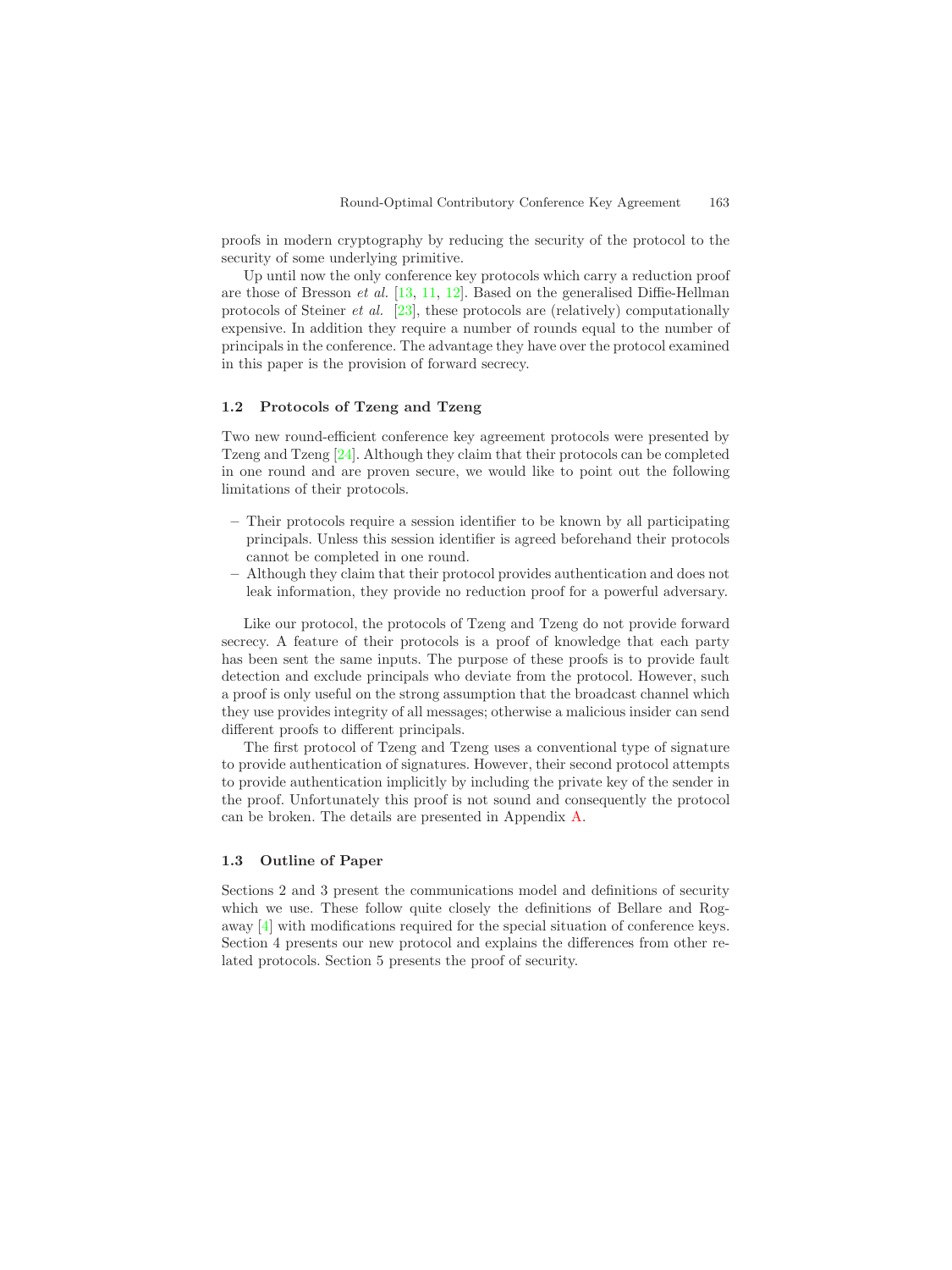proofs in modern cryptography by reducing the security of the protocol to the security of some underlying primitive.

Up until now the only conference key protocols which carry a reduction proof are those of Bresson *et al.* [13, 11, 12]. Based on the generalised Diffie-Hellman protocols of Steiner *et al.* [23], these protocols are (relatively) computationally expensive. In addition they require a number of rounds equal to the number of principals in the conference. The advantage they have over the protocol examined in this paper is the provision of forward secrecy.

### 1.2 Protocols of Tzeng and Tzeng

Two new round-efficient conference key agreement protocols were presented by Tzeng and Tzeng [24]. Although they claim that their protocols can be completed in one round and are proven secure, we would like to point out the following limitations of their protocols.

- Their protocols require a session identifier to be known by all participating principals. Unless this session identifier is agreed beforehand their protocols cannot be completed in one round.
- Although they claim that their protocol provides authentication and does not leak information, they provide no reduction proof for a powerful adversary.

Like our protocol, the protocols of Tzeng and Tzeng do not provide forward secrecy. A feature of their protocols is a proof of knowledge that each party has been sent the same inputs. The purpose of these proofs is to provide fault detection and exclude principals who deviate from the protocol. However, such a proof is only useful on the strong assumption that the broadcast channel which they use provides integrity of all messages; otherwise a malicious insider can send different proofs to different principals.

The first protocol of Tzeng and Tzeng uses a conventional type of signature to provide authentication of signatures. However, their second protocol attempts to provide authentication implicitly by including the private key of the sender in the proof. Unfortunately this proof is not sound and consequently the protocol can be broken. The details are presented in Appendix A.

### 1.3 Outline of Paper

Sections 2 and 3 present the communications model and definitions of security which we use. These follow quite closely the definitions of Bellare and Rogaway [4] with modifications required for the special situation of conference keys. Section 4 presents our new protocol and explains the differences from other related protocols. Section 5 presents the proof of security.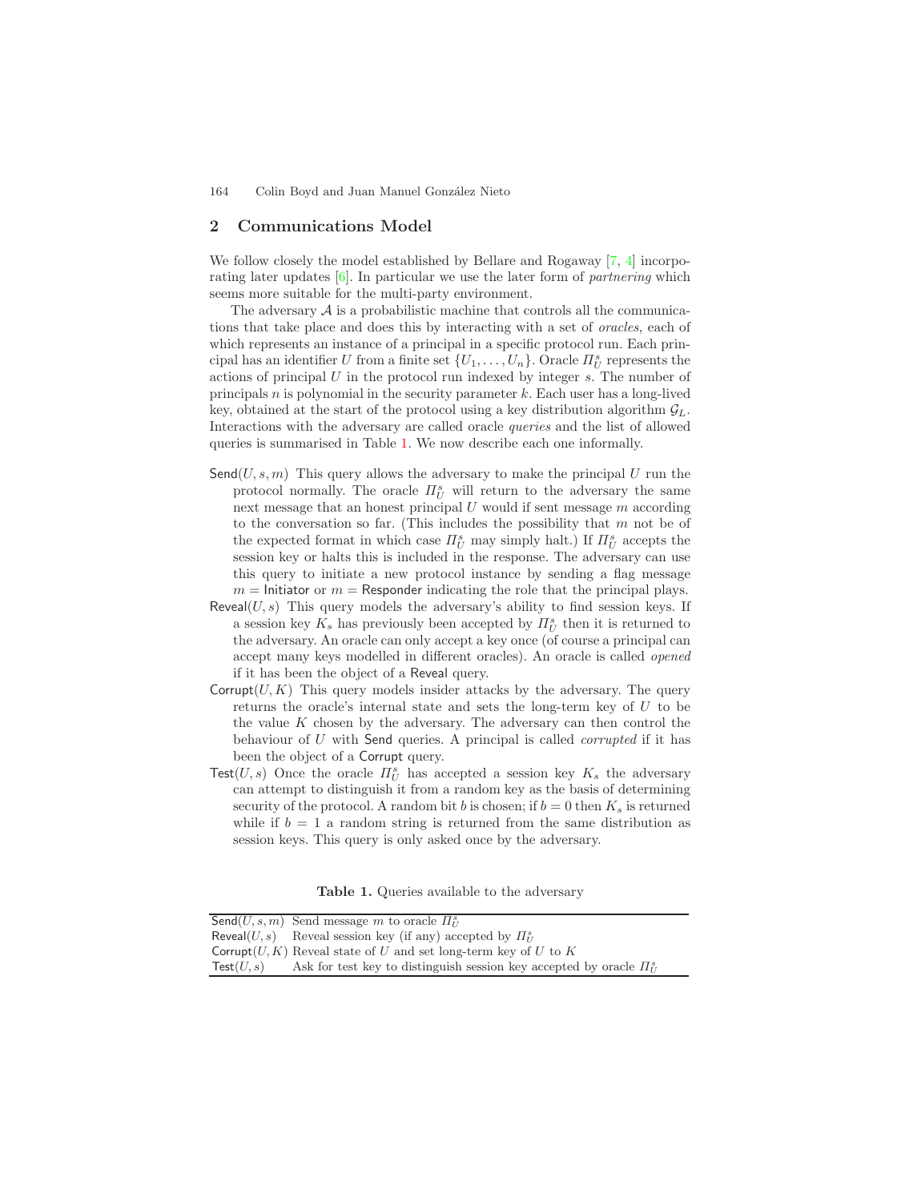## 2 Communications Model

We follow closely the model established by Bellare and Rogaway [7, 4] incorporating later updates [6]. In particular we use the later form of *partnering* which seems more suitable for the multi-party environment.

The adversary $\mathcal{A}$ is a probabilistic machine that controls all the communications that take place and does this by interacting with a set of *oracles*, each of which represents an instance of a principal in a specific protocol run. Each principal has an identifier $U$ from a finite set $\{U_1, \ldots, U_n\}$. Oracle $\Pi_U^s$ represents the actions of principal $U$ in the protocol run indexed by integer $s$. The number of principals $n$ is polynomial in the security parameter $k$. Each user has a long-lived key, obtained at the start of the protocol using a key distribution algorithm $\mathcal{G}_L$. Interactions with the adversary are called oracle *queries* and the list of allowed queries is summarised in Table 1. We now describe each one informally.

- $\mathsf{Send}(U, s, m)$ This query allows the adversary to make the principal $U$ run the protocol normally. The oracle $\Pi_U^s$ will return to the adversary the same next message that an honest principal $U$ would if sent message $m$ according to the conversation so far. (This includes the possibility that $m$ not be of the expected format in which case $\Pi_U^s$ may simply halt.) If $\Pi_U^s$ accepts the session key or halts this is included in the response. The adversary can use this query to initiate a new protocol instance by sending a flag message $m = \mathsf{Initiator}$ or $m = \mathsf{Responder}$ indicating the role that the principal plays.
- $\mathsf{Reveal}(U, s)$ This query models the adversary's ability to find session keys. If a session key $K_s$ has previously been accepted by $\Pi_U^s$ then it is returned to the adversary. An oracle can only accept a key once (of course a principal can accept many keys modelled in different oracles). An oracle is called *opened* if it has been the object of a Reveal query.
- $\mathsf{Corrupt}(U, K)$ This query models insider attacks by the adversary. The query returns the oracle's internal state and sets the long-term key of $U$ to be the value $K$ chosen by the adversary. The adversary can then control the behaviour of $U$ with Send queries. A principal is called *corrupted* if it has been the object of a Corrupt query.
- $\mathsf{Test}(U, s)$ Once the oracle $\Pi_U^s$ has accepted a session key $K_s$ the adversary can attempt to distinguish it from a random key as the basis of determining security of the protocol. A random bit $b$ is chosen; if $b = 0$ then $K_s$ is returned while if $b = 1$ a random string is returned from the same distribution as session keys. This query is only asked once by the adversary.

**Table 1.** Queries available to the adversary

| Query | Description |
|---|---|
| $\mathsf{Send}(U, s, m)$ | Send message $m$ to oracle $\Pi_U^s$ |
| $\mathsf{Reveal}(U, s)$ | Reveal session key (if any) accepted by $\Pi_U^s$ |
| $\mathsf{Corrupt}(U, K)$ | Reveal state of $U$ and set long-term key of $U$ to $K$ |
| $\mathsf{Test}(U, s)$ | Ask for test key to distinguish session key accepted by oracle $\Pi_U^s$ |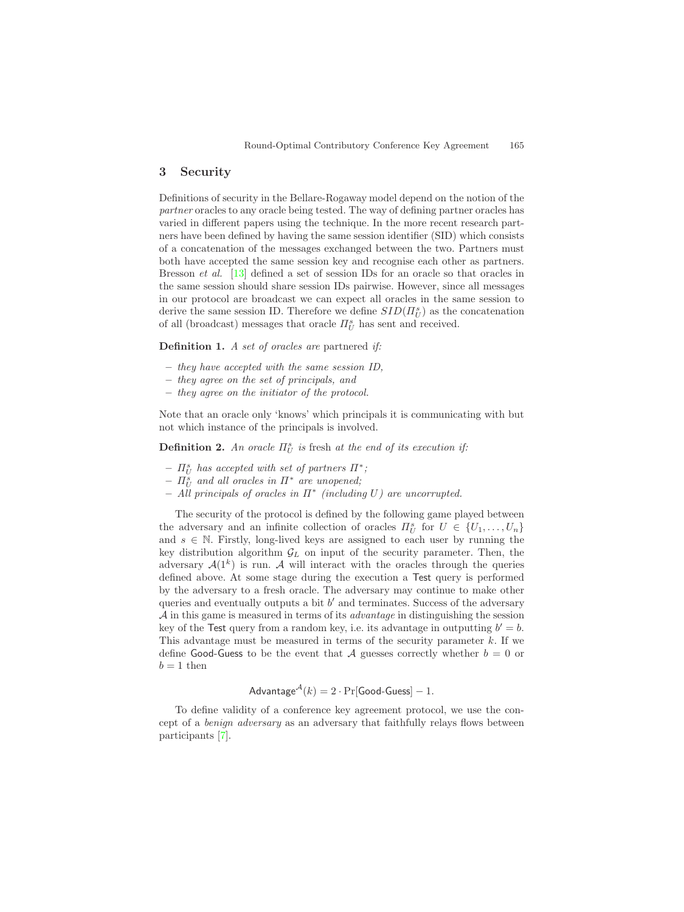## 3 Security

Definitions of security in the Bellare-Rogaway model depend on the notion of the *partner* oracles to any oracle being tested. The way of defining partner oracles has varied in different papers using the technique. In the more recent research partners have been defined by having the same session identifier (SID) which consists of a concatenation of the messages exchanged between the two. Partners must both have accepted the same session key and recognise each other as partners. Bresson *et al.* [13] defined a set of session IDs for an oracle so that oracles in the same session should share session IDs pairwise. However, since all messages in our protocol are broadcast we can expect all oracles in the same session to derive the same session ID. Therefore we define $SID(\Pi_U^s)$ as the concatenation of all (broadcast) messages that oracle $\Pi_U^s$ has sent and received.

**Definition 1.** *A set of oracles are* partnered *if:*

- *they have accepted with the same session ID,*
- *they agree on the set of principals, and*
- *they agree on the initiator of the protocol.*

Note that an oracle only 'knows' which principals it is communicating with but not which instance of the principals is involved.

**Definition 2.** *An oracle $\Pi_U^s$ is* fresh *at the end of its execution if:*

- *$\Pi_U^s$ has accepted with set of partners $\Pi^*$;*
- *$\Pi_U^s$ and all oracles in $\Pi^*$ are unopened;*
- *All principals of oracles in $\Pi^*$ (including $U$) are uncorrupted.*

The security of the protocol is defined by the following game played between the adversary and an infinite collection of oracles $\Pi_U^s$ for $U \in \{U_1, \ldots, U_n\}$ and $s \in \mathbb{N}$. Firstly, long-lived keys are assigned to each user by running the key distribution algorithm $\mathcal{G}_L$ on input of the security parameter. Then, the adversary $\mathcal{A}(1^k)$ is run. $\mathcal{A}$ will interact with the oracles through the queries defined above. At some stage during the execution a Test query is performed by the adversary to a fresh oracle. The adversary may continue to make other queries and eventually outputs a bit $b'$ and terminates. Success of the adversary $\mathcal{A}$ in this game is measured in terms of its *advantage* in distinguishing the session key of the Test query from a random key, i.e. its advantage in outputting $b' = b$. This advantage must be measured in terms of the security parameter $k$. If we define Good-Guess to be the event that $\mathcal{A}$ guesses correctly whether $b = 0$ or $b = 1$ then

$$\mathsf{Advantage}^{\mathcal{A}}(k) = 2 \cdot \Pr[\mathsf{Good\text{-}Guess}] - 1.$$

To define validity of a conference key agreement protocol, we use the concept of a *benign adversary* as an adversary that faithfully relays flows between participants [7].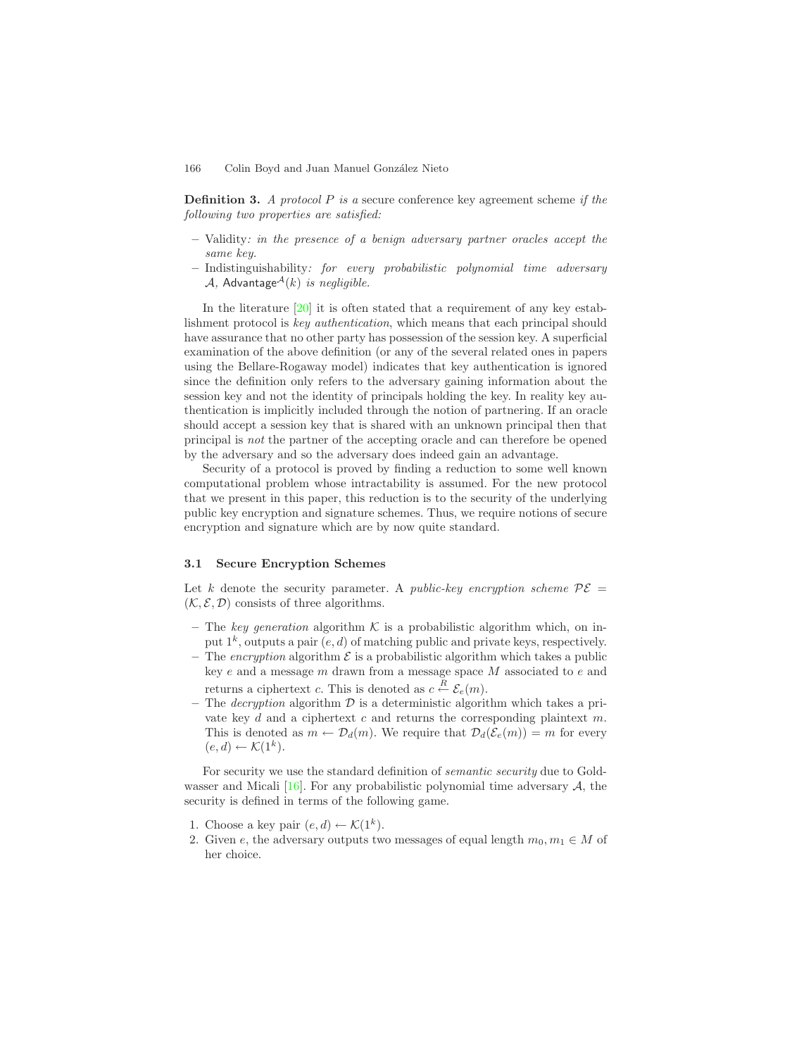**Definition 3.** *A protocol $P$ is a* secure conference key agreement scheme *if the following two properties are satisfied:*

- Validity*: in the presence of a benign adversary partner oracles accept the same key.*
- Indistinguishability*: for every probabilistic polynomial time adversary $\mathcal{A}$, $\mathsf{Advantage}^{\mathcal{A}}(k)$ is negligible.*

In the literature [20] it is often stated that a requirement of any key establishment protocol is *key authentication*, which means that each principal should have assurance that no other party has possession of the session key. A superficial examination of the above definition (or any of the several related ones in papers using the Bellare-Rogaway model) indicates that key authentication is ignored since the definition only refers to the adversary gaining information about the session key and not the identity of principals holding the key. In reality key authentication is implicitly included through the notion of partnering. If an oracle should accept a session key that is shared with an unknown principal then that principal is *not* the partner of the accepting oracle and can therefore be opened by the adversary and so the adversary does indeed gain an advantage.

Security of a protocol is proved by finding a reduction to some well known computational problem whose intractability is assumed. For the new protocol that we present in this paper, this reduction is to the security of the underlying public key encryption and signature schemes. Thus, we require notions of secure encryption and signature which are by now quite standard.

### 3.1 Secure Encryption Schemes

Let $k$ denote the security parameter. A *public-key encryption scheme* $\mathcal{PE} = (\mathcal{K}, \mathcal{E}, \mathcal{D})$ consists of three algorithms.

- The *key generation* algorithm $\mathcal{K}$ is a probabilistic algorithm which, on input $1^k$, outputs a pair $(e, d)$ of matching public and private keys, respectively.
- The *encryption* algorithm $\mathcal{E}$ is a probabilistic algorithm which takes a public key $e$ and a message $m$ drawn from a message space $M$ associated to $e$ and returns a ciphertext $c$. This is denoted as $c \overset{R}{\leftarrow} \mathcal{E}_e(m)$.
- The *decryption* algorithm $\mathcal{D}$ is a deterministic algorithm which takes a private key $d$ and a ciphertext $c$ and returns the corresponding plaintext $m$. This is denoted as $m \leftarrow \mathcal{D}_d(m)$. We require that $\mathcal{D}_d(\mathcal{E}_e(m)) = m$ for every $(e, d) \leftarrow \mathcal{K}(1^k)$.

For security we use the standard definition of *semantic security* due to Goldwasser and Micali [16]. For any probabilistic polynomial time adversary $\mathcal{A}$, the security is defined in terms of the following game.

1. Choose a key pair $(e, d) \leftarrow \mathcal{K}(1^k)$.
2. Given $e$, the adversary outputs two messages of equal length $m_0, m_1 \in M$ of her choice.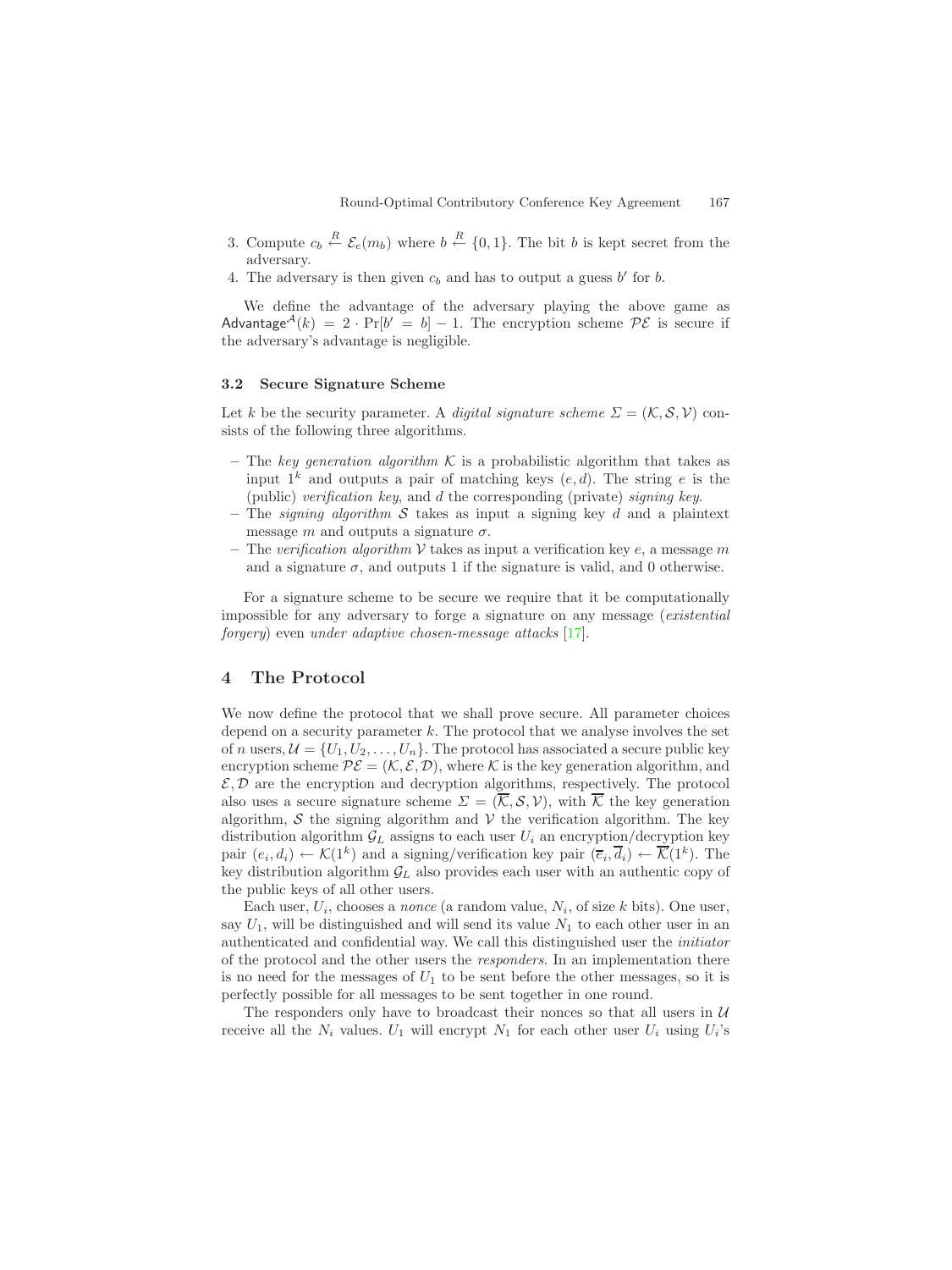3. Compute $c_b \stackrel{R}{\leftarrow} \mathcal{E}_e(m_b)$ where $b \stackrel{R}{\leftarrow} \{0,1\}$. The bit $b$ is kept secret from the adversary.
4. The adversary is then given $c_b$ and has to output a guess $b'$ for $b$.

We define the advantage of the adversary playing the above game as $\mathsf{Advantage}^{\mathcal{A}}(k) = 2 \cdot \Pr[b' = b] - 1$. The encryption scheme $\mathcal{PE}$ is secure if the adversary's advantage is negligible.

### 3.2 Secure Signature Scheme

Let $k$ be the security parameter. A *digital signature scheme* $\Sigma = (\mathcal{K}, \mathcal{S}, \mathcal{V})$ consists of the following three algorithms.

- The *key generation algorithm* $\mathcal{K}$ is a probabilistic algorithm that takes as input $1^k$ and outputs a pair of matching keys $(e, d)$. The string $e$ is the (public) *verification key*, and $d$ the corresponding (private) *signing key*.
- The *signing algorithm* $\mathcal{S}$ takes as input a signing key $d$ and a plaintext message $m$ and outputs a signature $\sigma$.
- The *verification algorithm* $\mathcal{V}$ takes as input a verification key $e$, a message $m$ and a signature $\sigma$, and outputs 1 if the signature is valid, and 0 otherwise.

For a signature scheme to be secure we require that it be computationally impossible for any adversary to forge a signature on any message (*existential forgery*) even *under adaptive chosen-message attacks* [17].

## 4 The Protocol

We now define the protocol that we shall prove secure. All parameter choices depend on a security parameter $k$. The protocol that we analyse involves the set of $n$ users, $\mathcal{U} = \{U_1, U_2, \ldots, U_n\}$. The protocol has associated a secure public key encryption scheme $\mathcal{PE} = (\mathcal{K}, \mathcal{E}, \mathcal{D})$, where $\mathcal{K}$ is the key generation algorithm, and $\mathcal{E}, \mathcal{D}$ are the encryption and decryption algorithms, respectively. The protocol also uses a secure signature scheme $\Sigma = (\overline{\mathcal{K}}, \mathcal{S}, \mathcal{V})$, with $\overline{\mathcal{K}}$ the key generation algorithm, $\mathcal{S}$ the signing algorithm and $\mathcal{V}$ the verification algorithm. The key distribution algorithm $\mathcal{G}_L$ assigns to each user $U_i$ an encryption/decryption key pair $(e_i, d_i) \leftarrow \mathcal{K}(1^k)$ and a signing/verification key pair $(\overline{e}_i, \overline{d}_i) \leftarrow \overline{\mathcal{K}}(1^k)$. The key distribution algorithm $\mathcal{G}_L$ also provides each user with an authentic copy of the public keys of all other users.

Each user, $U_i$, chooses a *nonce* (a random value, $N_i$, of size $k$ bits). One user, say $U_1$, will be distinguished and will send its value $N_1$ to each other user in an authenticated and confidential way. We call this distinguished user the *initiator* of the protocol and the other users the *responders*. In an implementation there is no need for the messages of $U_1$ to be sent before the other messages, so it is perfectly possible for all messages to be sent together in one round.

The responders only have to broadcast their nonces so that all users in $\mathcal{U}$ receive all the $N_i$ values. $U_1$ will encrypt $N_1$ for each other user $U_i$ using $U_i$'s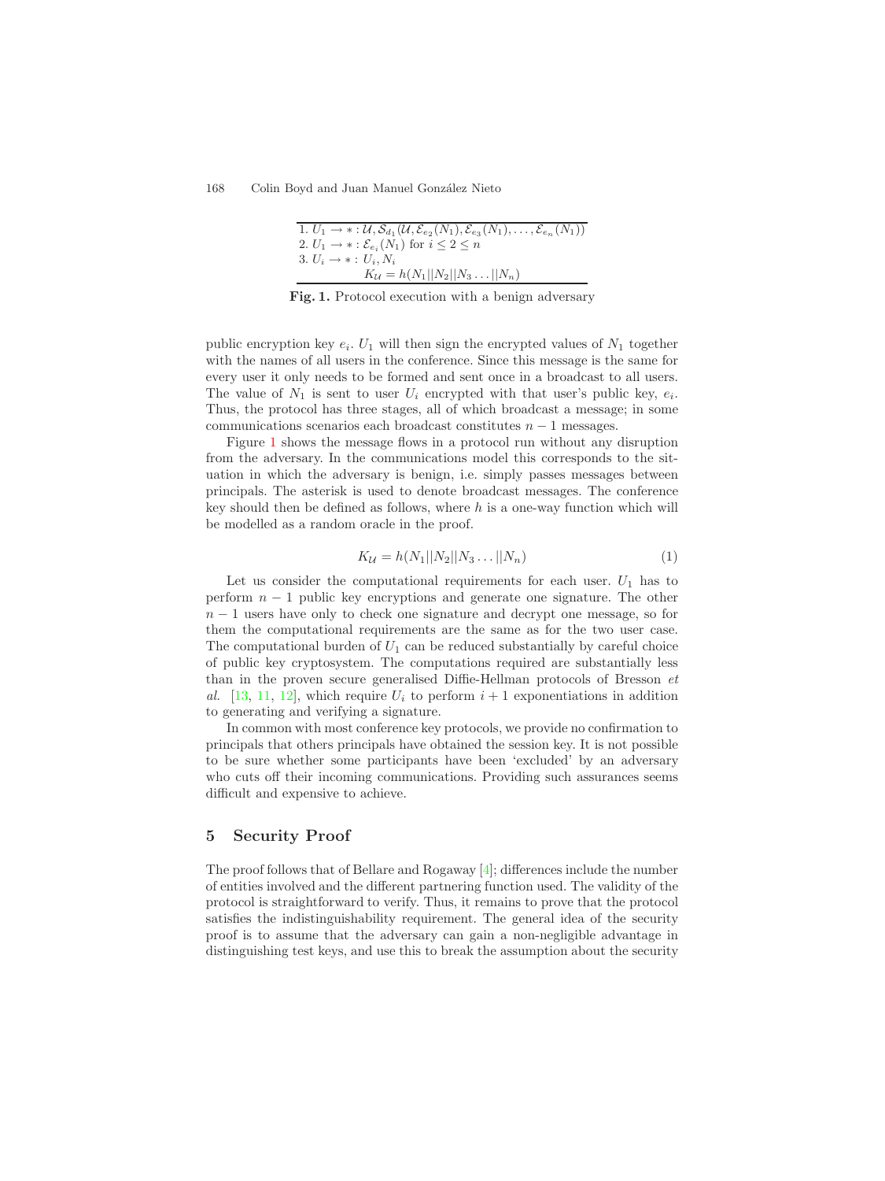1. $U_1 \rightarrow * : \mathcal{U}, \mathcal{S}_{d_1}(\mathcal{U}, \mathcal{E}_{e_2}(N_1), \mathcal{E}_{e_3}(N_1), \ldots, \mathcal{E}_{e_n}(N_1))$
2. $U_1 \rightarrow * : \mathcal{E}_{e_i}(N_1)$ for $i \leq 2 \leq n$
3. $U_i \rightarrow * : U_i, N_i$

$$K_{\mathcal{U}} = h(N_1||N_2||N_3 \ldots ||N_n)$$

**Fig. 1.** Protocol execution with a benign adversary

public encryption key $e_i$. $U_1$ will then sign the encrypted values of $N_1$ together with the names of all users in the conference. Since this message is the same for every user it only needs to be formed and sent once in a broadcast to all users. The value of $N_1$ is sent to user $U_i$ encrypted with that user's public key, $e_i$. Thus, the protocol has three stages, all of which broadcast a message; in some communications scenarios each broadcast constitutes $n-1$ messages.

Figure 1 shows the message flows in a protocol run without any disruption from the adversary. In the communications model this corresponds to the situation in which the adversary is benign, i.e. simply passes messages between principals. The asterisk is used to denote broadcast messages. The conference key should then be defined as follows, where $h$ is a one-way function which will be modelled as a random oracle in the proof.

$$K_{\mathcal{U}} = h(N_1||N_2||N_3 \ldots ||N_n) \tag{1}$$

Let us consider the computational requirements for each user. $U_1$ has to perform $n-1$ public key encryptions and generate one signature. The other $n-1$ users have only to check one signature and decrypt one message, so for them the computational requirements are the same as for the two user case. The computational burden of $U_1$ can be reduced substantially by careful choice of public key cryptosystem. The computations required are substantially less than in the proven secure generalised Diffie-Hellman protocols of Bresson *et al.* [13, 11, 12], which require $U_i$ to perform $i+1$ exponentiations in addition to generating and verifying a signature.

In common with most conference key protocols, we provide no confirmation to principals that others principals have obtained the session key. It is not possible to be sure whether some participants have been 'excluded' by an adversary who cuts off their incoming communications. Providing such assurances seems difficult and expensive to achieve.

## 5 Security Proof

The proof follows that of Bellare and Rogaway [4]; differences include the number of entities involved and the different partnering function used. The validity of the protocol is straightforward to verify. Thus, it remains to prove that the protocol satisfies the indistinguishability requirement. The general idea of the security proof is to assume that the adversary can gain a non-negligible advantage in distinguishing test keys, and use this to break the assumption about the security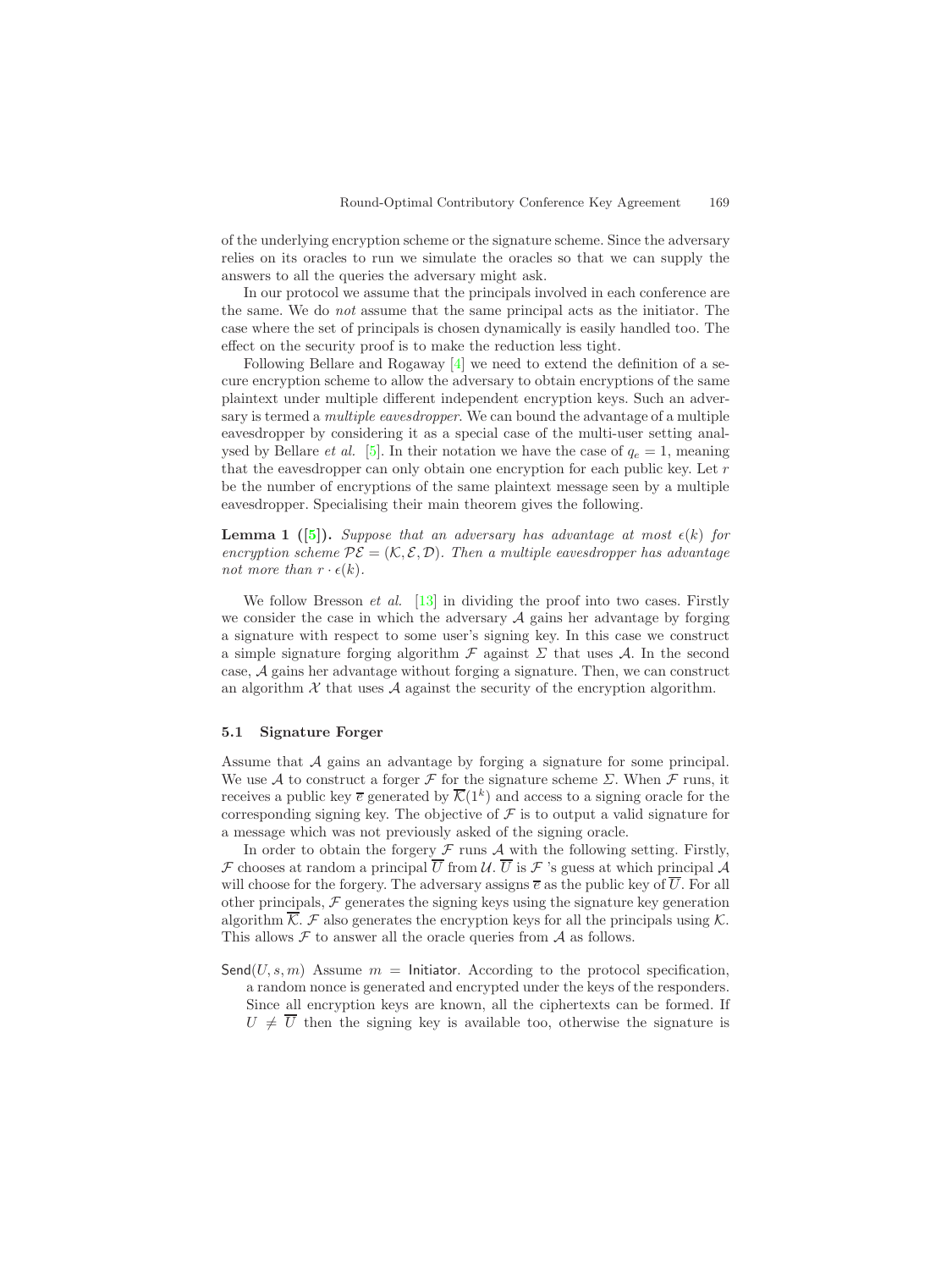of the underlying encryption scheme or the signature scheme. Since the adversary relies on its oracles to run we simulate the oracles so that we can supply the answers to all the queries the adversary might ask.

In our protocol we assume that the principals involved in each conference are the same. We do *not* assume that the same principal acts as the initiator. The case where the set of principals is chosen dynamically is easily handled too. The effect on the security proof is to make the reduction less tight.

Following Bellare and Rogaway [4] we need to extend the definition of a secure encryption scheme to allow the adversary to obtain encryptions of the same plaintext under multiple different independent encryption keys. Such an adversary is termed a *multiple eavesdropper*. We can bound the advantage of a multiple eavesdropper by considering it as a special case of the multi-user setting analysed by Bellare *et al.* [5]. In their notation we have the case of $q_e = 1$, meaning that the eavesdropper can only obtain one encryption for each public key. Let $r$ be the number of encryptions of the same plaintext message seen by a multiple eavesdropper. Specialising their main theorem gives the following.

**Lemma 1 ([5]).** *Suppose that an adversary has advantage at most $\epsilon(k)$ for encryption scheme $\mathcal{PE} = (\mathcal{K}, \mathcal{E}, \mathcal{D})$. Then a multiple eavesdropper has advantage not more than $r \cdot \epsilon(k)$.*

We follow Bresson *et al.* [13] in dividing the proof into two cases. Firstly we consider the case in which the adversary $\mathcal{A}$ gains her advantage by forging a signature with respect to some user's signing key. In this case we construct a simple signature forging algorithm $\mathcal{F}$ against $\Sigma$ that uses $\mathcal{A}$. In the second case, $\mathcal{A}$ gains her advantage without forging a signature. Then, we can construct an algorithm $\mathcal{X}$ that uses $\mathcal{A}$ against the security of the encryption algorithm.

### 5.1 Signature Forger

Assume that $\mathcal{A}$ gains an advantage by forging a signature for some principal. We use $\mathcal{A}$ to construct a forger $\mathcal{F}$ for the signature scheme $\Sigma$. When $\mathcal{F}$ runs, it receives a public key $\overline{e}$ generated by $\overline{\mathcal{K}}(1^k)$ and access to a signing oracle for the corresponding signing key. The objective of $\mathcal{F}$ is to output a valid signature for a message which was not previously asked of the signing oracle.

In order to obtain the forgery $\mathcal{F}$ runs $\mathcal{A}$ with the following setting. Firstly, $\mathcal{F}$ chooses at random a principal $\overline{U}$ from $\mathcal{U}$. $\overline{U}$ is $\mathcal{F}$ 's guess at which principal $\mathcal{A}$ will choose for the forgery. The adversary assigns $\overline{e}$ as the public key of $\overline{U}$. For all other principals, $\mathcal{F}$ generates the signing keys using the signature key generation algorithm $\overline{\mathcal{K}}$. $\mathcal{F}$ also generates the encryption keys for all the principals using $\mathcal{K}$. This allows $\mathcal{F}$ to answer all the oracle queries from $\mathcal{A}$ as follows.

$\mathsf{Send}(U, s, m)$ Assume $m = \mathsf{Initiator}$. According to the protocol specification, a random nonce is generated and encrypted under the keys of the responders. Since all encryption keys are known, all the ciphertexts can be formed. If $U \neq \overline{U}$ then the signing key is available too, otherwise the signature is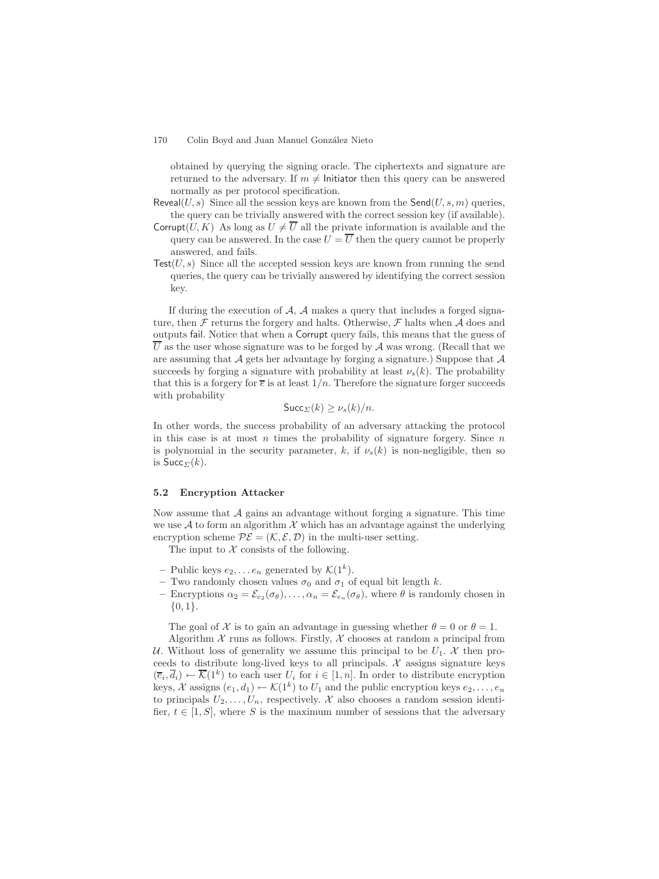obtained by querying the signing oracle. The ciphertexts and signature are returned to the adversary. If $m \neq \mathsf{Initiator}$ then this query can be answered normally as per protocol specification.

$\mathsf{Reveal}(U, s)$ Since all the session keys are known from the $\mathsf{Send}(U, s, m)$ queries, the query can be trivially answered with the correct session key (if available).

$\mathsf{Corrupt}(U, K)$ As long as $U \neq \overline{U}$ all the private information is available and the query can be answered. In the case $U = \overline{U}$ then the query cannot be properly answered, and fails.

$\mathsf{Test}(U, s)$ Since all the accepted session keys are known from running the send queries, the query can be trivially answered by identifying the correct session key.

If during the execution of $\mathcal{A}$, $\mathcal{A}$ makes a query that includes a forged signature, then $\mathcal{F}$ returns the forgery and halts. Otherwise, $\mathcal{F}$ halts when $\mathcal{A}$ does and outputs $\mathsf{fail}$. Notice that when a $\mathsf{Corrupt}$ query fails, this means that the guess of $\overline{U}$ as the user whose signature was to be forged by $\mathcal{A}$ was wrong. (Recall that we are assuming that $\mathcal{A}$ gets her advantage by forging a signature.) Suppose that $\mathcal{A}$ succeeds by forging a signature with probability at least $\nu_s(k)$. The probability that this is a forgery for $\overline{e}$ is at least $1/n$. Therefore the signature forger succeeds with probability

$$\mathsf{Succ}_{\Sigma}(k) \geq \nu_s(k)/n.$$

In other words, the success probability of an adversary attacking the protocol in this case is at most $n$ times the probability of signature forgery. Since $n$ is polynomial in the security parameter, $k$, if $\nu_s(k)$ is non-negligible, then so is $\mathsf{Succ}_{\Sigma}(k)$.

### 5.2 Encryption Attacker

Now assume that $\mathcal{A}$ gains an advantage without forging a signature. This time we use $\mathcal{A}$ to form an algorithm $\mathcal{X}$ which has an advantage against the underlying encryption scheme $\mathcal{PE} = (\mathcal{K}, \mathcal{E}, \mathcal{D})$ in the multi-user setting.

The input to $\mathcal{X}$ consists of the following.

- Public keys $e_2, \ldots e_n$ generated by $\mathcal{K}(1^k)$.
- Two randomly chosen values $\sigma_0$ and $\sigma_1$ of equal bit length $k$.
- Encryptions $\alpha_2 = \mathcal{E}_{e_2}(\sigma_\theta), \ldots, \alpha_n = \mathcal{E}_{e_n}(\sigma_\theta)$, where $\theta$ is randomly chosen in $\{0, 1\}$.

The goal of $\mathcal{X}$ is to gain an advantage in guessing whether $\theta = 0$ or $\theta = 1$.

Algorithm $\mathcal{X}$ runs as follows. Firstly, $\mathcal{X}$ chooses at random a principal from $\mathcal{U}$. Without loss of generality we assume this principal to be $U_1$. $\mathcal{X}$ then proceeds to distribute long-lived keys to all principals. $\mathcal{X}$ assigns signature keys $(\overline{e}_i, \overline{d}_i) \leftarrow \overline{\mathcal{K}}(1^k)$ to each user $U_i$ for $i \in [1, n]$. In order to distribute encryption keys, $\mathcal{X}$ assigns $(e_1, d_1) \leftarrow \mathcal{K}(1^k)$ to $U_1$ and the public encryption keys $e_2, \ldots, e_n$ to principals $U_2, \ldots, U_n$, respectively. $\mathcal{X}$ also chooses a random session identifier, $t \in [1, S]$, where $S$ is the maximum number of sessions that the adversary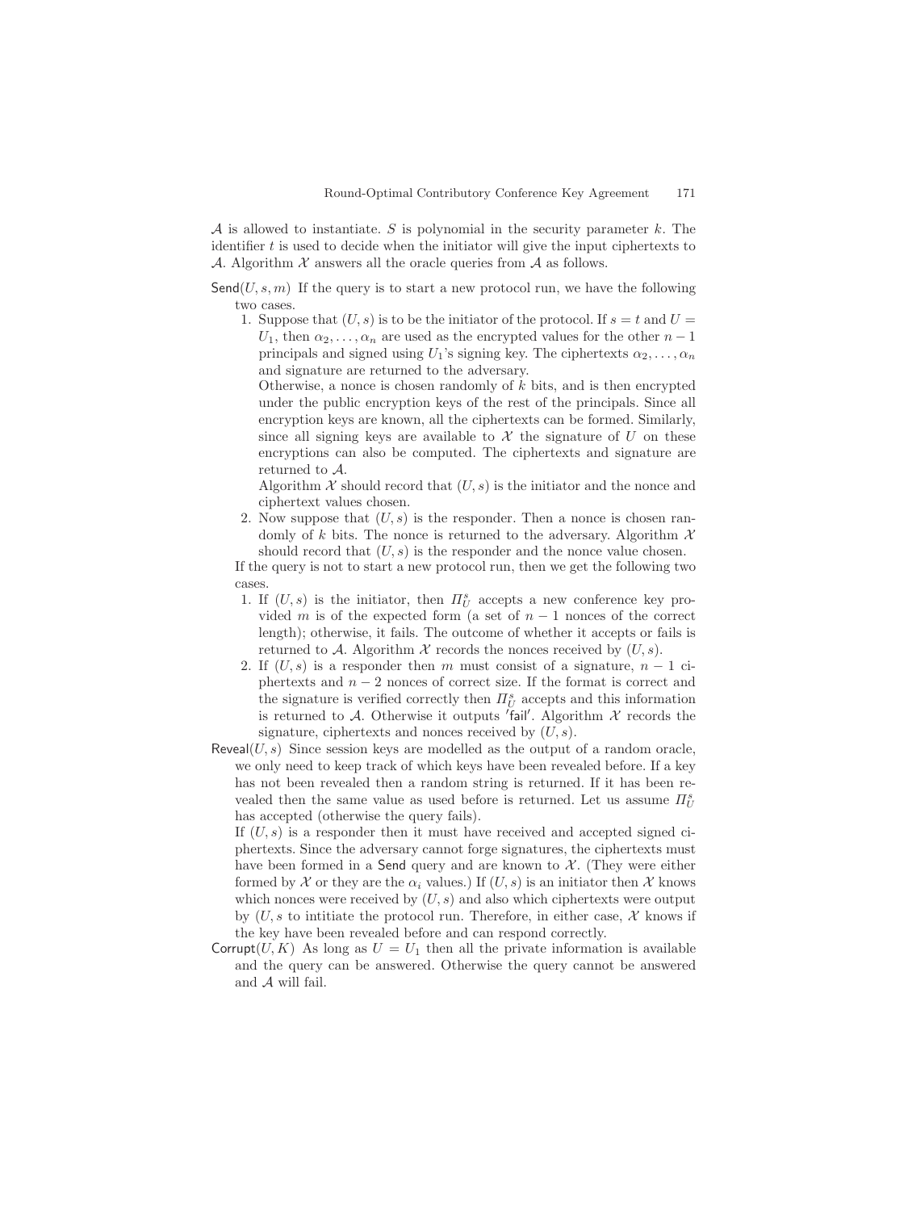$\mathcal{A}$ is allowed to instantiate. $S$ is polynomial in the security parameter $k$. The identifier $t$ is used to decide when the initiator will give the input ciphertexts to $\mathcal{A}$. Algorithm $\mathcal{X}$ answers all the oracle queries from $\mathcal{A}$ as follows.

$\mathsf{Send}(U, s, m)$ If the query is to start a new protocol run, we have the following two cases.

1. Suppose that $(U, s)$ is to be the initiator of the protocol. If $s = t$ and $U = U_1$, then $\alpha_2, \ldots, \alpha_n$ are used as the encrypted values for the other $n-1$ principals and signed using $U_1$'s signing key. The ciphertexts $\alpha_2, \ldots, \alpha_n$ and signature are returned to the adversary.

   Otherwise, a nonce is chosen randomly of $k$ bits, and is then encrypted under the public encryption keys of the rest of the principals. Since all encryption keys are known, all the ciphertexts can be formed. Similarly, since all signing keys are available to $\mathcal{X}$ the signature of $U$ on these encryptions can also be computed. The ciphertexts and signature are returned to $\mathcal{A}$.

   Algorithm $\mathcal{X}$ should record that $(U, s)$ is the initiator and the nonce and ciphertext values chosen.
2. Now suppose that $(U, s)$ is the responder. Then a nonce is chosen randomly of $k$ bits. The nonce is returned to the adversary. Algorithm $\mathcal{X}$ should record that $(U, s)$ is the responder and the nonce value chosen.

If the query is not to start a new protocol run, then we get the following two cases.

1. If $(U, s)$ is the initiator, then $\Pi_U^s$ accepts a new conference key provided $m$ is of the expected form (a set of $n-1$ nonces of the correct length); otherwise, it fails. The outcome of whether it accepts or fails is returned to $\mathcal{A}$. Algorithm $\mathcal{X}$ records the nonces received by $(U, s)$.
2. If $(U, s)$ is a responder then $m$ must consist of a signature, $n-1$ ciphertexts and $n-2$ nonces of correct size. If the format is correct and the signature is verified correctly then $\Pi_U^s$ accepts and this information is returned to $\mathcal{A}$. Otherwise it outputs $'\mathsf{fail}'$. Algorithm $\mathcal{X}$ records the signature, ciphertexts and nonces received by $(U, s)$.

$\mathsf{Reveal}(U, s)$ Since session keys are modelled as the output of a random oracle, we only need to keep track of which keys have been revealed before. If a key has not been revealed then a random string is returned. If it has been revealed then the same value as used before is returned. Let us assume $\Pi_U^s$ has accepted (otherwise the query fails).

If $(U, s)$ is a responder then it must have received and accepted signed ciphertexts. Since the adversary cannot forge signatures, the ciphertexts must have been formed in a $\mathsf{Send}$ query and are known to $\mathcal{X}$. (They were either formed by $\mathcal{X}$ or they are the $\alpha_i$ values.) If $(U, s)$ is an initiator then $\mathcal{X}$ knows which nonces were received by $(U, s)$ and also which ciphertexts were output by $(U, s$ to intitiate the protocol run. Therefore, in either case, $\mathcal{X}$ knows if the key have been revealed before and can respond correctly.

$\mathsf{Corrupt}(U, K)$ As long as $U = U_1$ then all the private information is available and the query can be answered. Otherwise the query cannot be answered and $\mathcal{A}$ will fail.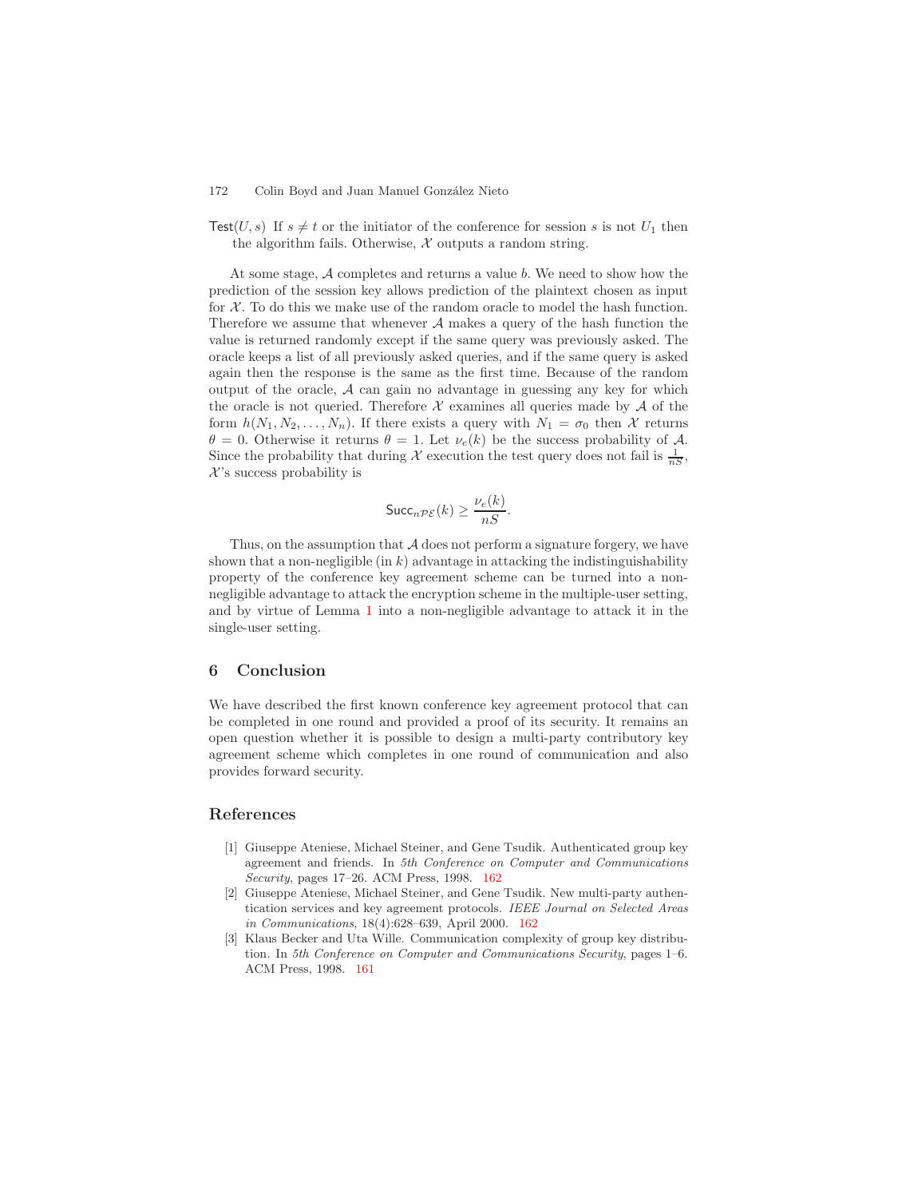$\mathsf{Test}(U, s)$ If $s \neq t$ or the initiator of the conference for session $s$ is not $U_1$ then the algorithm fails. Otherwise, $\mathcal{X}$ outputs a random string.

At some stage, $\mathcal{A}$ completes and returns a value $b$. We need to show how the prediction of the session key allows prediction of the plaintext chosen as input for $\mathcal{X}$. To do this we make use of the random oracle to model the hash function. Therefore we assume that whenever $\mathcal{A}$ makes a query of the hash function the value is returned randomly except if the same query was previously asked. The oracle keeps a list of all previously asked queries, and if the same query is asked again then the response is the same as the first time. Because of the random output of the oracle, $\mathcal{A}$ can gain no advantage in guessing any key for which the oracle is not queried. Therefore $\mathcal{X}$ examines all queries made by $\mathcal{A}$ of the form $h(N_1, N_2, \ldots, N_n)$. If there exists a query with $N_1 = \sigma_0$ then $\mathcal{X}$ returns $\theta = 0$. Otherwise it returns $\theta = 1$. Let $\nu_e(k)$ be the success probability of $\mathcal{A}$. Since the probability that during $\mathcal{X}$ execution the test query does not fail is $\frac{1}{nS}$, $\mathcal{X}$'s success probability is

$$\mathsf{Succ}_{n\mathcal{PE}}(k) \geq \frac{\nu_e(k)}{nS}.$$

Thus, on the assumption that $\mathcal{A}$ does not perform a signature forgery, we have shown that a non-negligible (in $k$) advantage in attacking the indistinguishability property of the conference key agreement scheme can be turned into a non-negligible advantage to attack the encryption scheme in the multiple-user setting, and by virtue of Lemma 1 into a non-negligible advantage to attack it in the single-user setting.

## 6 Conclusion

We have described the first known conference key agreement protocol that can be completed in one round and provided a proof of its security. It remains an open question whether it is possible to design a multi-party contributory key agreement scheme which completes in one round of communication and also provides forward security.

## References

[1] Giuseppe Ateniese, Michael Steiner, and Gene Tsudik. Authenticated group key agreement and friends. In *5th Conference on Computer and Communications Security*, pages 17–26. ACM Press, 1998. 162

[2] Giuseppe Ateniese, Michael Steiner, and Gene Tsudik. New multi-party authentication services and key agreement protocols. *IEEE Journal on Selected Areas in Communications*, 18(4):628–639, April 2000. 162

[3] Klaus Becker and Uta Wille. Communication complexity of group key distribution. In *5th Conference on Computer and Communications Security*, pages 1–6. ACM Press, 1998. 161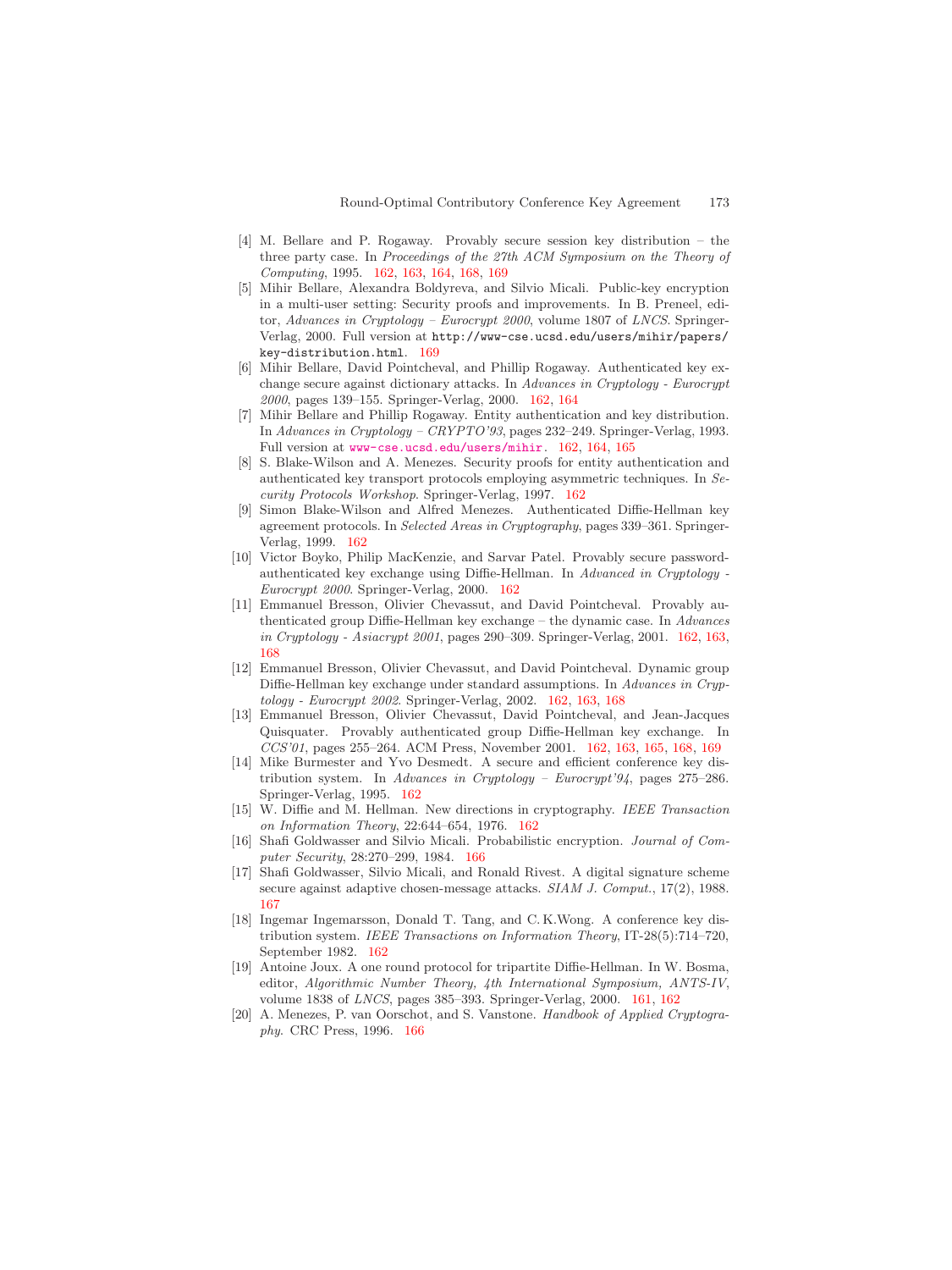[4] M. Bellare and P. Rogaway. Provably secure session key distribution – the three party case. In *Proceedings of the 27th ACM Symposium on the Theory of Computing*, 1995. 162, 163, 164, 168, 169

[5] Mihir Bellare, Alexandra Boldyreva, and Silvio Micali. Public-key encryption in a multi-user setting: Security proofs and improvements. In B. Preneel, editor, *Advances in Cryptology – Eurocrypt 2000*, volume 1807 of *LNCS*. Springer-Verlag, 2000. Full version at `http://www-cse.ucsd.edu/users/mihir/papers/key-distribution.html`. 169

[6] Mihir Bellare, David Pointcheval, and Phillip Rogaway. Authenticated key exchange secure against dictionary attacks. In *Advances in Cryptology - Eurocrypt 2000*, pages 139–155. Springer-Verlag, 2000. 162, 164

[7] Mihir Bellare and Phillip Rogaway. Entity authentication and key distribution. In *Advances in Cryptology – CRYPTO'93*, pages 232–249. Springer-Verlag, 1993. Full version at `www-cse.ucsd.edu/users/mihir`. 162, 164, 165

[8] S. Blake-Wilson and A. Menezes. Security proofs for entity authentication and authenticated key transport protocols employing asymmetric techniques. In *Security Protocols Workshop*. Springer-Verlag, 1997. 162

[9] Simon Blake-Wilson and Alfred Menezes. Authenticated Diffie-Hellman key agreement protocols. In *Selected Areas in Cryptography*, pages 339–361. Springer-Verlag, 1999. 162

[10] Victor Boyko, Philip MacKenzie, and Sarvar Patel. Provably secure password-authenticated key exchange using Diffie-Hellman. In *Advanced in Cryptology - Eurocrypt 2000*. Springer-Verlag, 2000. 162

[11] Emmanuel Bresson, Olivier Chevassut, and David Pointcheval. Provably authenticated group Diffie-Hellman key exchange – the dynamic case. In *Advances in Cryptology - Asiacrypt 2001*, pages 290–309. Springer-Verlag, 2001. 162, 163, 168

[12] Emmanuel Bresson, Olivier Chevassut, and David Pointcheval. Dynamic group Diffie-Hellman key exchange under standard assumptions. In *Advances in Cryptology - Eurocrypt 2002*. Springer-Verlag, 2002. 162, 163, 168

[13] Emmanuel Bresson, Olivier Chevassut, David Pointcheval, and Jean-Jacques Quisquater. Provably authenticated group Diffie-Hellman key exchange. In *CCS'01*, pages 255–264. ACM Press, November 2001. 162, 163, 165, 168, 169

[14] Mike Burmester and Yvo Desmedt. A secure and efficient conference key distribution system. In *Advances in Cryptology – Eurocrypt'94*, pages 275–286. Springer-Verlag, 1995. 162

[15] W. Diffie and M. Hellman. New directions in cryptography. *IEEE Transaction on Information Theory*, 22:644–654, 1976. 162

[16] Shafi Goldwasser and Silvio Micali. Probabilistic encryption. *Journal of Computer Security*, 28:270–299, 1984. 166

[17] Shafi Goldwasser, Silvio Micali, and Ronald Rivest. A digital signature scheme secure against adaptive chosen-message attacks. *SIAM J. Comput.*, 17(2), 1988. 167

[18] Ingemar Ingemarsson, Donald T. Tang, and C. K.Wong. A conference key distribution system. *IEEE Transactions on Information Theory*, IT-28(5):714–720, September 1982. 162

[19] Antoine Joux. A one round protocol for tripartite Diffie-Hellman. In W. Bosma, editor, *Algorithmic Number Theory, 4th International Symposium, ANTS-IV*, volume 1838 of *LNCS*, pages 385–393. Springer-Verlag, 2000. 161, 162

[20] A. Menezes, P. van Oorschot, and S. Vanstone. *Handbook of Applied Cryptography*. CRC Press, 1996. 166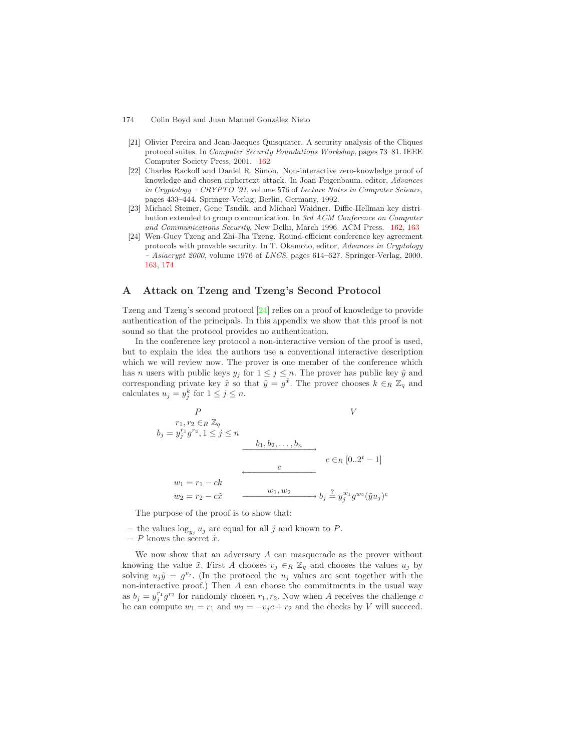[21] Olivier Pereira and Jean-Jacques Quisquater. A security analysis of the Cliques protocol suites. In *Computer Security Foundations Workshop*, pages 73–81. IEEE Computer Society Press, 2001. 162

[22] Charles Rackoff and Daniel R. Simon. Non-interactive zero-knowledge proof of knowledge and chosen ciphertext attack. In Joan Feigenbaum, editor, *Advances in Cryptology – CRYPTO '91*, volume 576 of *Lecture Notes in Computer Science*, pages 433–444. Springer-Verlag, Berlin, Germany, 1992.

[23] Michael Steiner, Gene Tsudik, and Michael Waidner. Diffie-Hellman key distribution extended to group communication. In *3rd ACM Conference on Computer and Communications Security*, New Delhi, March 1996. ACM Press. 162, 163

[24] Wen-Guey Tzeng and Zhi-Jha Tzeng. Round-efficient conference key agreement protocols with provable security. In T. Okamoto, editor, *Advances in Cryptology – Asiacrypt 2000*, volume 1976 of *LNCS*, pages 614–627. Springer-Verlag, 2000. 163, 174

## A Attack on Tzeng and Tzeng's Second Protocol

Tzeng and Tzeng's second protocol [24] relies on a proof of knowledge to provide authentication of the principals. In this appendix we show that this proof is not sound so that the protocol provides no authentication.

In the conference key protocol a non-interactive version of the proof is used, but to explain the idea the authors use a conventional interactive description which we will review now. The prover is one member of the conference which has $n$ users with public keys $y_j$ for $1 \le j \le n$. The prover has public key $\tilde{y}$ and corresponding private key $\tilde{x}$ so that $\tilde{y} = g^{\tilde{x}}$. The prover chooses $k \in_R \mathbb{Z}_q$ and calculates $u_j = y_j^k$ for $1 \le j \le n$.

| $P$ | | $V$ |
|---|---|---|
| $r_1, r_2 \in_R \mathbb{Z}_q$ | | |
| $b_j = y_j^{r_1} g^{r_2}, 1 \le j \le n$ | | |
| | $\xrightarrow{b_1, b_2, \ldots, b_n}$ | |
| | | $c \in_R [0..2^t - 1]$ |
| | $\xleftarrow{c}$ | |
| $w_1 = r_1 - ck$ | | |
| $w_2 = r_2 - c\tilde{x}$ | $\xrightarrow{w_1, w_2}$ | $b_j \stackrel{?}{=} y_j^{w_1} g^{w_2} (\tilde{y} u_j)^c$ |

The purpose of the proof is to show that:

- the values $\log_{y_j} u_j$ are equal for all $j$ and known to $P$.
- $P$ knows the secret $\tilde{x}$.

We now show that an adversary $A$ can masquerade as the prover without knowing the value $\tilde{x}$. First $A$ chooses $v_j \in_R \mathbb{Z}_q$ and chooses the values $u_j$ by solving $u_j \tilde{y} = g^{v_j}$. (In the protocol the $u_j$ values are sent together with the non-interactive proof.) Then $A$ can choose the commitments in the usual way as $b_j = y_j^{r_1} g^{r_2}$ for randomly chosen $r_1, r_2$. Now when $A$ receives the challenge $c$ he can compute $w_1 = r_1$ and $w_2 = -v_j c + r_2$ and the checks by $V$ will succeed.